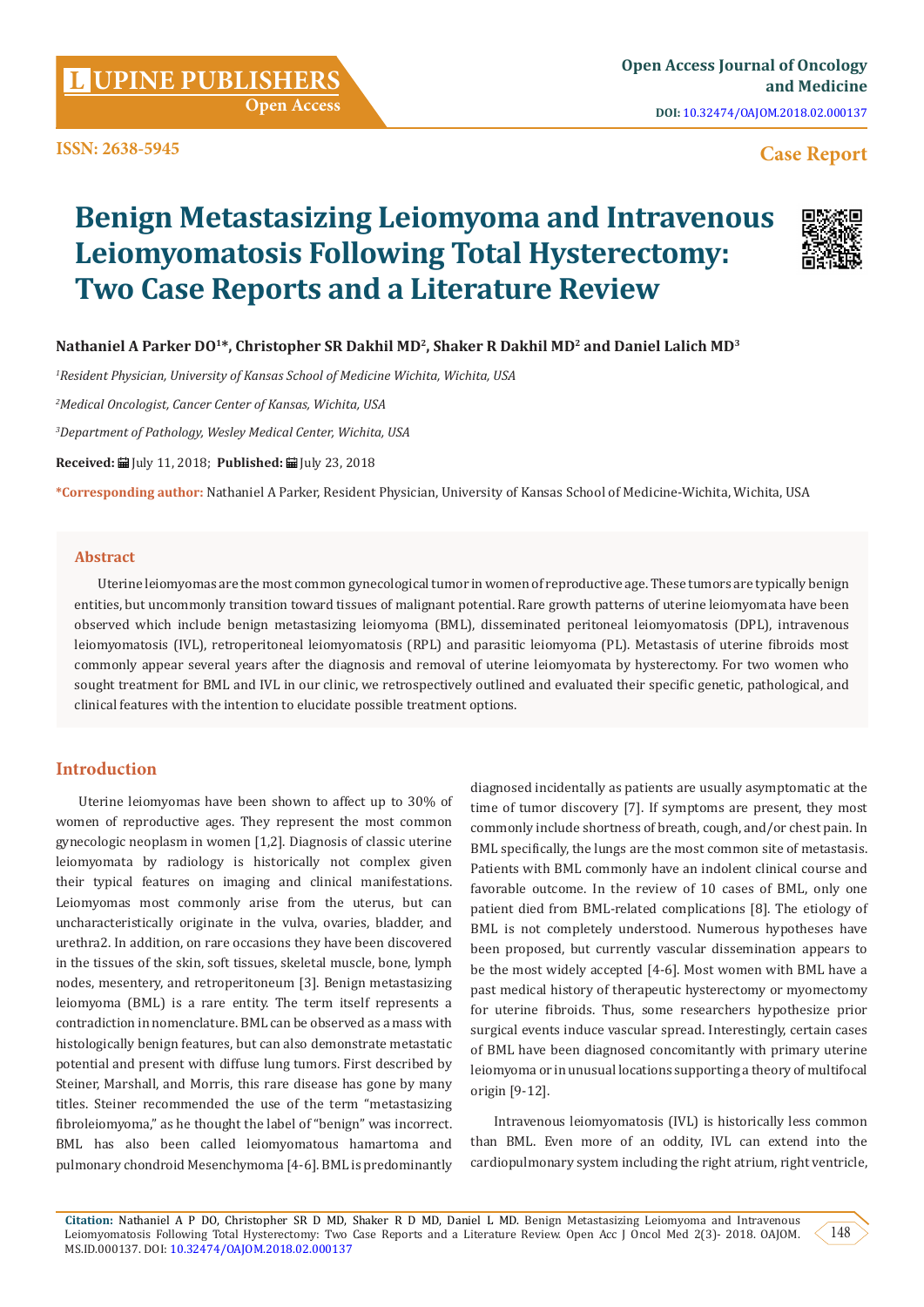Case Report

# Benign Metastasizing Leiomyoma and Intravenous Leiomyomatosis Following Total Hysterectomy: Two Case Reports and a Literature Review

**Nathaniel A Parker DO[1]*, Christopher SR Dakhil MD[2], Shaker R Dakhil MD[2] and Daniel Lalich MD[3]**

[1]*Resident Physician, University of Kansas School of Medicine Wichita, Wichita, USA*

[2]*Medical Oncologist, Cancer Center of Kansas, Wichita, USA*

[3]*Department of Pathology, Wesley Medical Center, Wichita, USA*

**Received:** July 11, 2018; **Published:** July 23, 2018

***Corresponding author:** Nathaniel A Parker, Resident Physician, University of Kansas School of Medicine-Wichita, Wichita, USA

## Abstract

Uterine leiomyomas are the most common gynecological tumor in women of reproductive age. These tumors are typically benign entities, but uncommonly transition toward tissues of malignant potential. Rare growth patterns of uterine leiomyomata have been observed which include benign metastasizing leiomyoma (BML), disseminated peritoneal leiomyomatosis (DPL), intravenous leiomyomatosis (IVL), retroperitoneal leiomyomatosis (RPL) and parasitic leiomyoma (PL). Metastasis of uterine fibroids most commonly appear several years after the diagnosis and removal of uterine leiomyomata by hysterectomy. For two women who sought treatment for BML and IVL in our clinic, we retrospectively outlined and evaluated their specific genetic, pathological, and clinical features with the intention to elucidate possible treatment options.

## Introduction

Uterine leiomyomas have been shown to affect up to 30% of women of reproductive ages. They represent the most common gynecologic neoplasm in women [1,2]. Diagnosis of classic uterine leiomyomata by radiology is historically not complex given their typical features on imaging and clinical manifestations. Leiomyomas most commonly arise from the uterus, but can uncharacteristically originate in the vulva, ovaries, bladder, and urethra2. In addition, on rare occasions they have been discovered in the tissues of the skin, soft tissues, skeletal muscle, bone, lymph nodes, mesentery, and retroperitoneum [3]. Benign metastasizing leiomyoma (BML) is a rare entity. The term itself represents a contradiction in nomenclature. BML can be observed as a mass with histologically benign features, but can also demonstrate metastatic potential and present with diffuse lung tumors. First described by Steiner, Marshall, and Morris, this rare disease has gone by many titles. Steiner recommended the use of the term "metastasizing fibroleiomyoma," as he thought the label of "benign" was incorrect. BML has also been called leiomyomatous hamartoma and pulmonary chondroid Mesenchymoma [4-6]. BML is predominantly diagnosed incidentally as patients are usually asymptomatic at the time of tumor discovery [7]. If symptoms are present, they most commonly include shortness of breath, cough, and/or chest pain. In BML specifically, the lungs are the most common site of metastasis. Patients with BML commonly have an indolent clinical course and favorable outcome. In the review of 10 cases of BML, only one patient died from BML-related complications [8]. The etiology of BML is not completely understood. Numerous hypotheses have been proposed, but currently vascular dissemination appears to be the most widely accepted [4-6]. Most women with BML have a past medical history of therapeutic hysterectomy or myomectomy for uterine fibroids. Thus, some researchers hypothesize prior surgical events induce vascular spread. Interestingly, certain cases of BML have been diagnosed concomitantly with primary uterine leiomyoma or in unusual locations supporting a theory of multifocal origin [9-12].

Intravenous leiomyomatosis (IVL) is historically less common than BML. Even more of an oddity, IVL can extend into the cardiopulmonary system including the right atrium, right ventricle,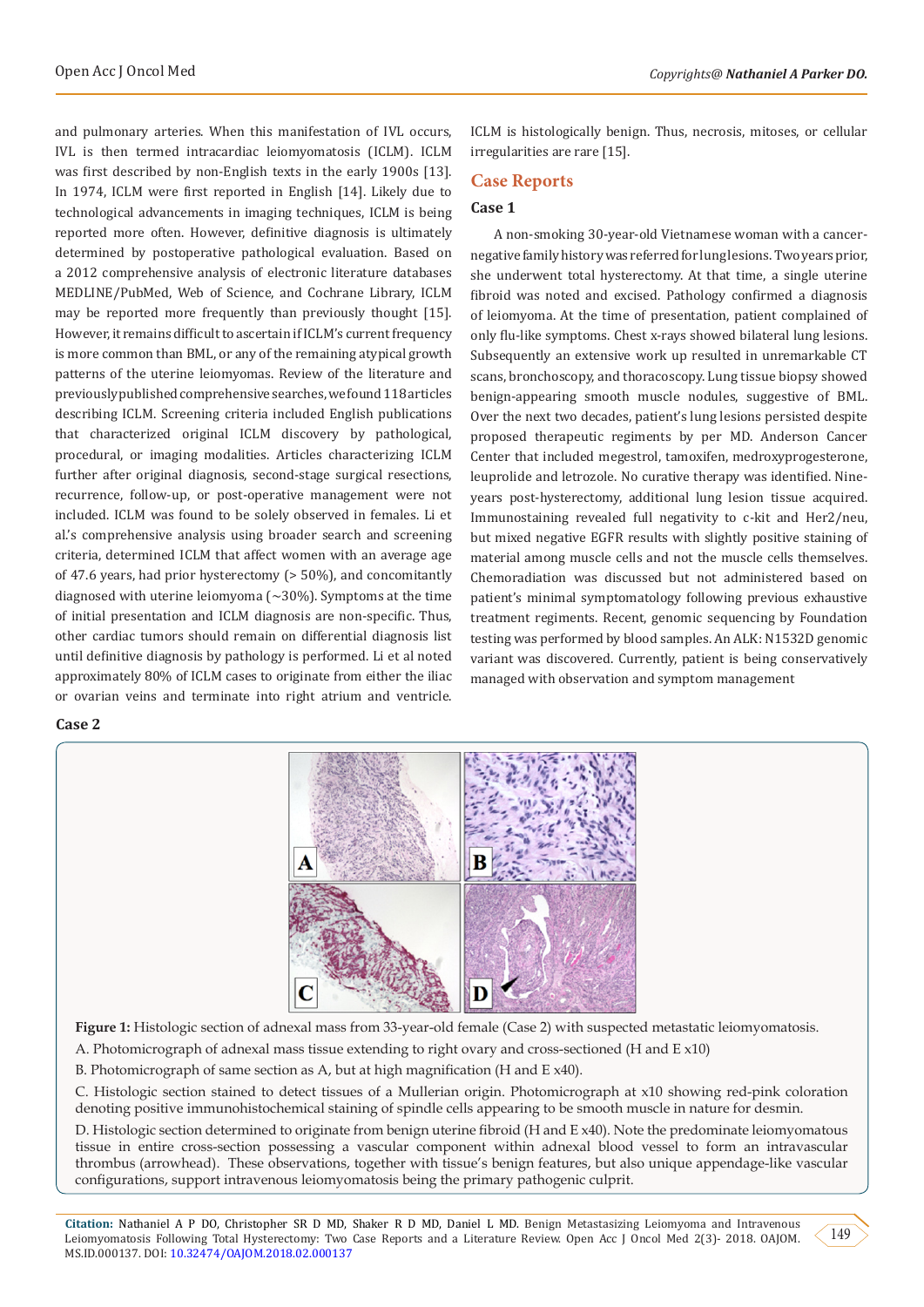and pulmonary arteries. When this manifestation of IVL occurs, IVL is then termed intracardiac leiomyomatosis (ICLM). ICLM was first described by non-English texts in the early 1900s [13]. In 1974, ICLM were first reported in English [14]. Likely due to technological advancements in imaging techniques, ICLM is being reported more often. However, definitive diagnosis is ultimately determined by postoperative pathological evaluation. Based on a 2012 comprehensive analysis of electronic literature databases MEDLINE/PubMed, Web of Science, and Cochrane Library, ICLM may be reported more frequently than previously thought [15]. However, it remains difficult to ascertain if ICLM's current frequency is more common than BML, or any of the remaining atypical growth patterns of the uterine leiomyomas. Review of the literature and previously published comprehensive searches, we found 118 articles describing ICLM. Screening criteria included English publications that characterized original ICLM discovery by pathological, procedural, or imaging modalities. Articles characterizing ICLM further after original diagnosis, second-stage surgical resections, recurrence, follow-up, or post-operative management were not included. ICLM was found to be solely observed in females. Li et al.'s comprehensive analysis using broader search and screening criteria, determined ICLM that affect women with an average age of 47.6 years, had prior hysterectomy (> 50%), and concomitantly diagnosed with uterine leiomyoma (~30%). Symptoms at the time of initial presentation and ICLM diagnosis are non-specific. Thus, other cardiac tumors should remain on differential diagnosis list until definitive diagnosis by pathology is performed. Li et al noted approximately 80% of ICLM cases to originate from either the iliac or ovarian veins and terminate into right atrium and ventricle. ICLM is histologically benign. Thus, necrosis, mitoses, or cellular irregularities are rare [15].

## Case Reports

### Case 1

A non-smoking 30-year-old Vietnamese woman with a cancer-negative family history was referred for lung lesions. Two years prior, she underwent total hysterectomy. At that time, a single uterine fibroid was noted and excised. Pathology confirmed a diagnosis of leiomyoma. At the time of presentation, patient complained of only flu-like symptoms. Chest x-rays showed bilateral lung lesions. Subsequently an extensive work up resulted in unremarkable CT scans, bronchoscopy, and thoracoscopy. Lung tissue biopsy showed benign-appearing smooth muscle nodules, suggestive of BML. Over the next two decades, patient's lung lesions persisted despite proposed therapeutic regiments by per MD. Anderson Cancer Center that included megestrol, tamoxifen, medroxyprogesterone, leuprolide and letrozole. No curative therapy was identified. Nine-years post-hysterectomy, additional lung lesion tissue acquired. Immunostaining revealed full negativity to c-kit and Her2/neu, but mixed negative EGFR results with slightly positive staining of material among muscle cells and not the muscle cells themselves. Chemoradiation was discussed but not administered based on patient's minimal symptomatology following previous exhaustive treatment regiments. Recent, genomic sequencing by Foundation testing was performed by blood samples. An ALK: N1532D genomic variant was discovered. Currently, patient is being conservatively managed with observation and symptom management

### Case 2

**Figure 1:** Histologic section of adnexal mass from 33-year-old female (Case 2) with suspected metastatic leiomyomatosis.

A. Photomicrograph of adnexal mass tissue extending to right ovary and cross-sectioned (H and E x10)

B. Photomicrograph of same section as A, but at high magnification (H and E x40).

C. Histologic section stained to detect tissues of a Mullerian origin. Photomicrograph at x10 showing red-pink coloration denoting positive immunohistochemical staining of spindle cells appearing to be smooth muscle in nature for desmin.

D. Histologic section determined to originate from benign uterine fibroid (H and E x40). Note the predominate leiomyomatous tissue in entire cross-section possessing a vascular component within adnexal blood vessel to form an intravascular thrombus (arrowhead). These observations, together with tissue's benign features, but also unique appendage-like vascular configurations, support intravenous leiomyomatosis being the primary pathogenic culprit.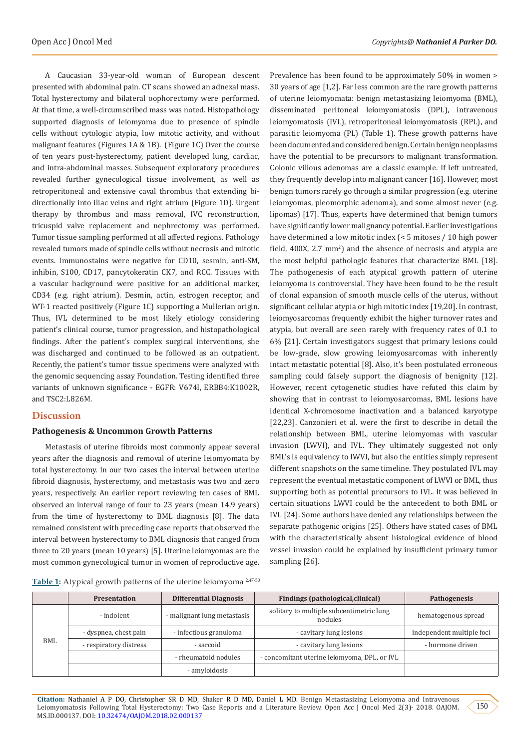A Caucasian 33-year-old woman of European descent presented with abdominal pain. CT scans showed an adnexal mass. Total hysterectomy and bilateral oophorectomy were performed. At that time, a well-circumscribed mass was noted. Histopathology supported diagnosis of leiomyoma due to presence of spindle cells without cytologic atypia, low mitotic activity, and without malignant features (Figures 1A & 1B). (Figure 1C) Over the course of ten years post-hysterectomy, patient developed lung, cardiac, and intra-abdominal masses. Subsequent exploratory procedures revealed further gynecological tissue involvement, as well as retroperitoneal and extensive caval thrombus that extending bi-directionally into iliac veins and right atrium (Figure 1D). Urgent therapy by thrombus and mass removal, IVC reconstruction, tricuspid valve replacement and nephrectomy was performed. Tumor tissue sampling performed at all affected regions. Pathology revealed tumors made of spindle cells without necrosis and mitotic events. Immunostains were negative for CD10, sesmin, anti-SM, inhibin, S100, CD17, pancytokeratin CK7, and RCC. Tissues with a vascular background were positive for an additional marker, CD34 (e.g. right atrium). Desmin, actin, estrogen receptor, and WT-1 reacted positively (Figure 1C) supporting a Mullerian origin. Thus, IVL determined to be most likely etiology considering patient's clinical course, tumor progression, and histopathological findings. After the patient's complex surgical interventions, she was discharged and continued to be followed as an outpatient. Recently, the patient's tumor tissue specimens were analyzed with the genomic sequencing assay Foundation. Testing identified three variants of unknown significance - EGFR: V674I, ERBB4:K1002R, and TSC2:L826M.

## Discussion

### Pathogenesis & Uncommon Growth Patterns

Metastasis of uterine fibroids most commonly appear several years after the diagnosis and removal of uterine leiomyomata by total hysterectomy. In our two cases the interval between uterine fibroid diagnosis, hysterectomy, and metastasis was two and zero years, respectively. An earlier report reviewing ten cases of BML observed an interval range of four to 23 years (mean 14.9 years) from the time of hysterectomy to BML diagnosis [8]. The data remained consistent with preceding case reports that observed the interval between hysterectomy to BML diagnosis that ranged from three to 20 years (mean 10 years) [5]. Uterine leiomyomas are the most common gynecological tumor in women of reproductive age. Prevalence has been found to be approximately 50% in women > 30 years of age [1,2]. Far less common are the rare growth patterns of uterine leiomyomata: benign metastasizing leiomyoma (BML), disseminated peritoneal leiomyomatosis (DPL), intravenous leiomyomatosis (IVL), retroperitoneal leiomyomatosis (RPL), and parasitic leiomyoma (PL) (Table 1). These growth patterns have been documented and considered benign. Certain benign neoplasms have the potential to be precursors to malignant transformation. Colonic villous adenomas are a classic example. If left untreated, they frequently develop into malignant cancer [16]. However, most benign tumors rarely go through a similar progression (e.g. uterine leiomyomas, pleomorphic adenoma), and some almost never (e.g. lipomas) [17]. Thus, experts have determined that benign tumors have significantly lower malignancy potential. Earlier investigations have determined a low mitotic index (< 5 mitoses / 10 high power field, 400X, 2.7 $mm^2$) and the absence of necrosis and atypia are the most helpful pathologic features that characterize BML [18]. The pathogenesis of each atypical growth pattern of uterine leiomyoma is controversial. They have been found to be the result of clonal expansion of smooth muscle cells of the uterus, without significant cellular atypia or high mitotic index [19,20]. In contrast, leiomyosarcomas frequently exhibit the higher turnover rates and atypia, but overall are seen rarely with frequency rates of 0.1 to 6% [21]. Certain investigators suggest that primary lesions could be low-grade, slow growing leiomyosarcomas with inherently intact metastatic potential [8]. Also, it's been postulated erroneous sampling could falsely support the diagnosis of benignity [12]. However, recent cytogenetic studies have refuted this claim by showing that in contrast to leiomyosarcomas, BML lesions have identical X-chromosome inactivation and a balanced karyotype [22,23]. Canzonieri et al. were the first to describe in detail the relationship between BML, uterine leiomyomas with vascular invasion (LWVI), and IVL. They ultimately suggested not only BML's is equivalency to IWVI, but also the entities simply represent different snapshots on the same timeline. They postulated IVL may represent the eventual metastatic component of LWVI or BML, thus supporting both as potential precursors to IVL. It was believed in certain situations LWVI could be the antecedent to both BML or IVL [24]. Some authors have denied any relationships between the separate pathogenic origins [25]. Others have stated cases of BML with the characteristically absent histological evidence of blood vessel invasion could be explained by insufficient primary tumor sampling [26].

**Table 1:** Atypical growth patterns of the uterine leiomyoma [2,47-50]

| | Presentation | Differential Diagnosis | Findings (pathological,clinical) | Pathogenesis |
|---|---|---|---|---|
| BML | - indolent | - malignant lung metastasis | solitary to multiple subcentimetric lung nodules | hematogenous spread |
| | - dyspnea, chest pain | - infectious granuloma | - cavitary lung lesions | independent multiple foci |
| | - respiratory distress | - sarcoid | - cavitary lung lesions | - hormone driven |
| | | - rheumatoid nodules | - concomitant uterine leiomyoma, DPL, or IVL | |
| | | - amyloidosis | | |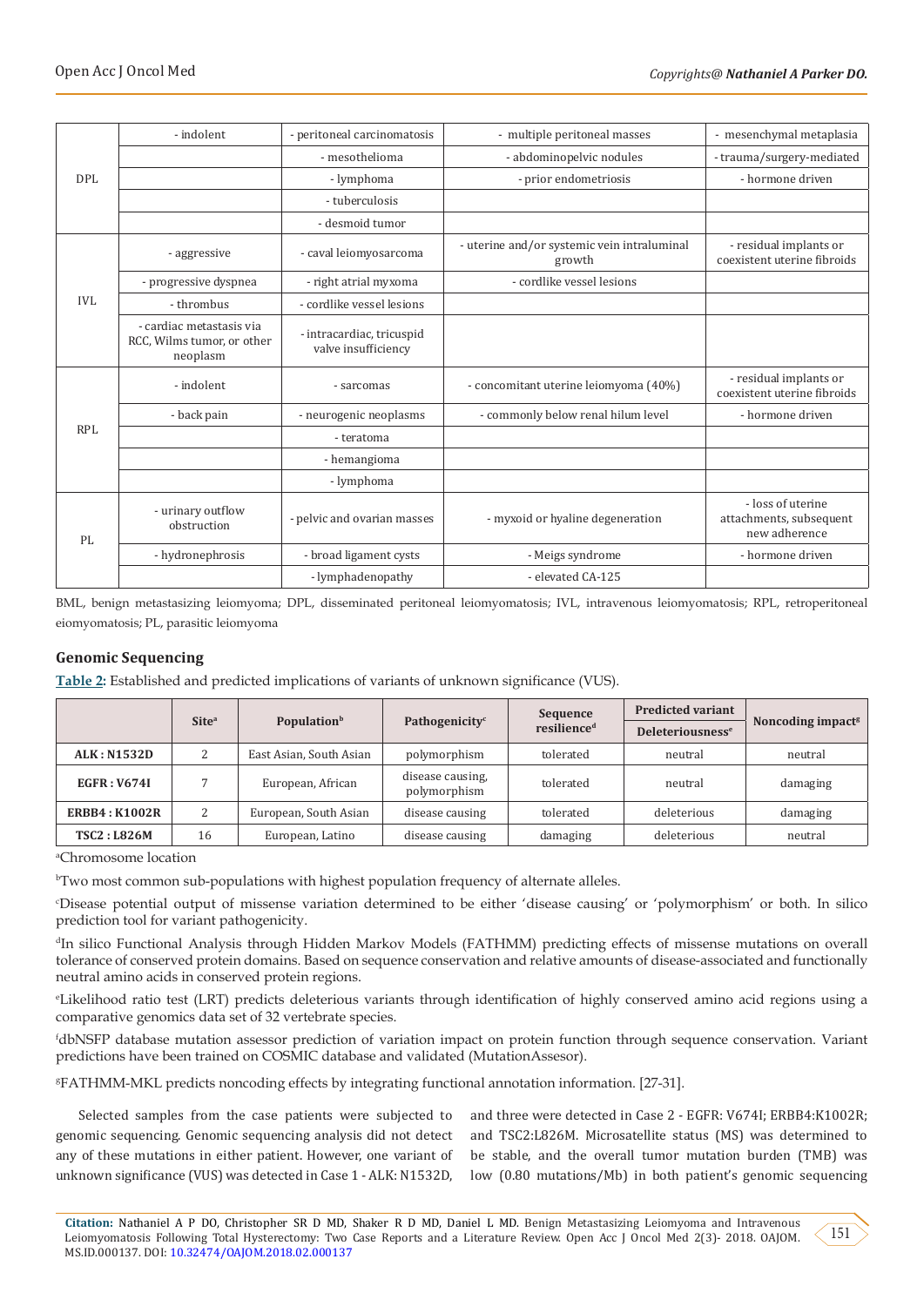| | | | | |
|---|---|---|---|---|
| DPL | - indolent | - peritoneal carcinomatosis | - multiple peritoneal masses | - mesenchymal metaplasia |
| | | - mesothelioma | - abdominopelvic nodules | - trauma/surgery-mediated |
| | | - lymphoma | - prior endometriosis | - hormone driven |
| | | - tuberculosis | | |
| | | - desmoid tumor | | |
| IVL | - aggressive | - caval leiomyosarcoma | - uterine and/or systemic vein intraluminal growth | - residual implants or coexistent uterine fibroids |
| | - progressive dyspnea | - right atrial myxoma | - cordlike vessel lesions | |
| | - thrombus | - cordlike vessel lesions | | |
| | - cardiac metastasis via RCC, Wilms tumor, or other neoplasm | - intracardiac, tricuspid valve insufficiency | | |
| RPL | - indolent | - sarcomas | - concomitant uterine leiomyoma (40%) | - residual implants or coexistent uterine fibroids |
| | - back pain | - neurogenic neoplasms | - commonly below renal hilum level | - hormone driven |
| | | - teratoma | | |
| | | - hemangioma | | |
| | | - lymphoma | | |
| PL | - urinary outflow obstruction | - pelvic and ovarian masses | - myxoid or hyaline degeneration | - loss of uterine attachments, subsequent new adherence |
| | - hydronephrosis | - broad ligament cysts | - Meigs syndrome | - hormone driven |
| | | - lymphadenopathy | - elevated CA-125 | |

BML, benign metastasizing leiomyoma; DPL, disseminated peritoneal leiomyomatosis; IVL, intravenous leiomyomatosis; RPL, retroperitoneal eiomyomatosis; PL, parasitic leiomyoma

## Genomic Sequencing

**Table 2:** Established and predicted implications of variants of unknown significance (VUS).

| | Site[a] | Population[b] | Pathogenicity[c] | Sequence resilience[d] | Predicted variant Deleteriousness[e] | Noncoding impact[g] |
|---|---|---|---|---|---|---|
| **ALK : N1532D** | 2 | East Asian, South Asian | polymorphism | tolerated | neutral | neutral |
| **EGFR : V674I** | 7 | European, African | disease causing, polymorphism | tolerated | neutral | damaging |
| **ERBB4 : K1002R** | 2 | European, South Asian | disease causing | tolerated | deleterious | damaging |
| **TSC2 : L826M** | 16 | European, Latino | disease causing | damaging | deleterious | neutral |

[a]Chromosome location

[b]Two most common sub-populations with highest population frequency of alternate alleles.

[c]Disease potential output of missense variation determined to be either 'disease causing' or 'polymorphism' or both. In silico prediction tool for variant pathogenicity.

[d]In silico Functional Analysis through Hidden Markov Models (FATHMM) predicting effects of missense mutations on overall tolerance of conserved protein domains. Based on sequence conservation and relative amounts of disease-associated and functionally neutral amino acids in conserved protein regions.

[e]Likelihood ratio test (LRT) predicts deleterious variants through identification of highly conserved amino acid regions using a comparative genomics data set of 32 vertebrate species.

[f]dbNSFP database mutation assessor prediction of variation impact on protein function through sequence conservation. Variant predictions have been trained on COSMIC database and validated (MutationAssesor).

[g]FATHMM-MKL predicts noncoding effects by integrating functional annotation information. [27-31].

Selected samples from the case patients were subjected to genomic sequencing. Genomic sequencing analysis did not detect any of these mutations in either patient. However, one variant of unknown significance (VUS) was detected in Case 1 - ALK: N1532D, and three were detected in Case 2 - EGFR: V674I; ERBB4:K1002R; and TSC2:L826M. Microsatellite status (MS) was determined to be stable, and the overall tumor mutation burden (TMB) was low (0.80 mutations/Mb) in both patient's genomic sequencing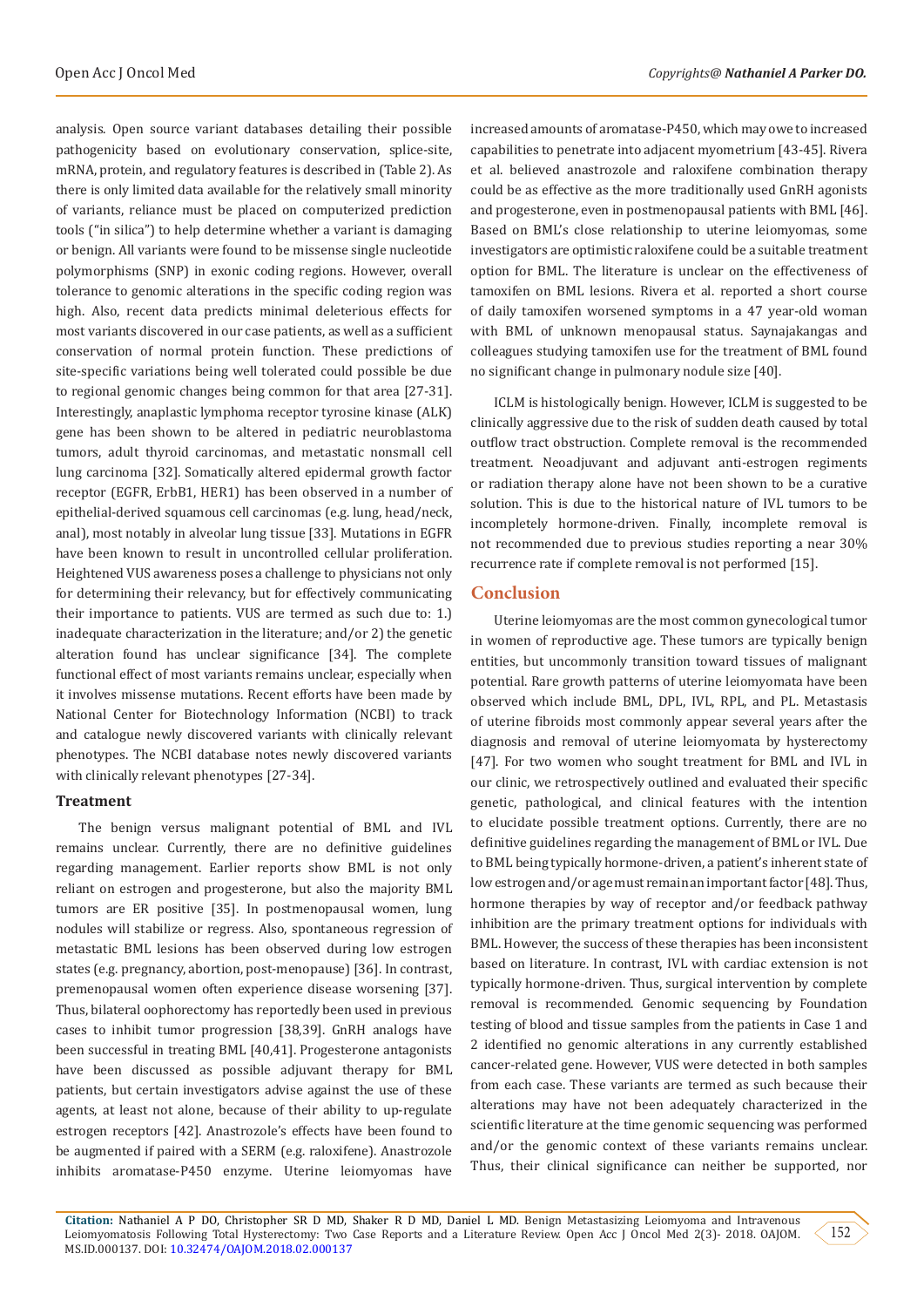analysis. Open source variant databases detailing their possible pathogenicity based on evolutionary conservation, splice-site, mRNA, protein, and regulatory features is described in (Table 2). As there is only limited data available for the relatively small minority of variants, reliance must be placed on computerized prediction tools ("in silica") to help determine whether a variant is damaging or benign. All variants were found to be missense single nucleotide polymorphisms (SNP) in exonic coding regions. However, overall tolerance to genomic alterations in the specific coding region was high. Also, recent data predicts minimal deleterious effects for most variants discovered in our case patients, as well as a sufficient conservation of normal protein function. These predictions of site-specific variations being well tolerated could possible be due to regional genomic changes being common for that area [27-31]. Interestingly, anaplastic lymphoma receptor tyrosine kinase (ALK) gene has been shown to be altered in pediatric neuroblastoma tumors, adult thyroid carcinomas, and metastatic nonsmall cell lung carcinoma [32]. Somatically altered epidermal growth factor receptor (EGFR, ErbB1, HER1) has been observed in a number of epithelial-derived squamous cell carcinomas (e.g. lung, head/neck, anal), most notably in alveolar lung tissue [33]. Mutations in EGFR have been known to result in uncontrolled cellular proliferation. Heightened VUS awareness poses a challenge to physicians not only for determining their relevancy, but for effectively communicating their importance to patients. VUS are termed as such due to: 1.) inadequate characterization in the literature; and/or 2) the genetic alteration found has unclear significance [34]. The complete functional effect of most variants remains unclear, especially when it involves missense mutations. Recent efforts have been made by National Center for Biotechnology Information (NCBI) to track and catalogue newly discovered variants with clinically relevant phenotypes. The NCBI database notes newly discovered variants with clinically relevant phenotypes [27-34].

### Treatment

The benign versus malignant potential of BML and IVL remains unclear. Currently, there are no definitive guidelines regarding management. Earlier reports show BML is not only reliant on estrogen and progesterone, but also the majority BML tumors are ER positive [35]. In postmenopausal women, lung nodules will stabilize or regress. Also, spontaneous regression of metastatic BML lesions has been observed during low estrogen states (e.g. pregnancy, abortion, post-menopause) [36]. In contrast, premenopausal women often experience disease worsening [37]. Thus, bilateral oophorectomy has reportedly been used in previous cases to inhibit tumor progression [38,39]. GnRH analogs have been successful in treating BML [40,41]. Progesterone antagonists have been discussed as possible adjuvant therapy for BML patients, but certain investigators advise against the use of these agents, at least not alone, because of their ability to up-regulate estrogen receptors [42]. Anastrozole's effects have been found to be augmented if paired with a SERM (e.g. raloxifene). Anastrozole inhibits aromatase-P450 enzyme. Uterine leiomyomas have increased amounts of aromatase-P450, which may owe to increased capabilities to penetrate into adjacent myometrium [43-45]. Rivera et al. believed anastrozole and raloxifene combination therapy could be as effective as the more traditionally used GnRH agonists and progesterone, even in postmenopausal patients with BML [46]. Based on BML's close relationship to uterine leiomyomas, some investigators are optimistic raloxifene could be a suitable treatment option for BML. The literature is unclear on the effectiveness of tamoxifen on BML lesions. Rivera et al. reported a short course of daily tamoxifen worsened symptoms in a 47 year-old woman with BML of unknown menopausal status. Saynajakangas and colleagues studying tamoxifen use for the treatment of BML found no significant change in pulmonary nodule size [40].

ICLM is histologically benign. However, ICLM is suggested to be clinically aggressive due to the risk of sudden death caused by total outflow tract obstruction. Complete removal is the recommended treatment. Neoadjuvant and adjuvant anti-estrogen regiments or radiation therapy alone have not been shown to be a curative solution. This is due to the historical nature of IVL tumors to be incompletely hormone-driven. Finally, incomplete removal is not recommended due to previous studies reporting a near 30% recurrence rate if complete removal is not performed [15].

## Conclusion

Uterine leiomyomas are the most common gynecological tumor in women of reproductive age. These tumors are typically benign entities, but uncommonly transition toward tissues of malignant potential. Rare growth patterns of uterine leiomyomata have been observed which include BML, DPL, IVL, RPL, and PL. Metastasis of uterine fibroids most commonly appear several years after the diagnosis and removal of uterine leiomyomata by hysterectomy [47]. For two women who sought treatment for BML and IVL in our clinic, we retrospectively outlined and evaluated their specific genetic, pathological, and clinical features with the intention to elucidate possible treatment options. Currently, there are no definitive guidelines regarding the management of BML or IVL. Due to BML being typically hormone-driven, a patient's inherent state of low estrogen and/or age must remain an important factor [48]. Thus, hormone therapies by way of receptor and/or feedback pathway inhibition are the primary treatment options for individuals with BML. However, the success of these therapies has been inconsistent based on literature. In contrast, IVL with cardiac extension is not typically hormone-driven. Thus, surgical intervention by complete removal is recommended. Genomic sequencing by Foundation testing of blood and tissue samples from the patients in Case 1 and 2 identified no genomic alterations in any currently established cancer-related gene. However, VUS were detected in both samples from each case. These variants are termed as such because their alterations may have not been adequately characterized in the scientific literature at the time genomic sequencing was performed and/or the genomic context of these variants remains unclear. Thus, their clinical significance can neither be supported, nor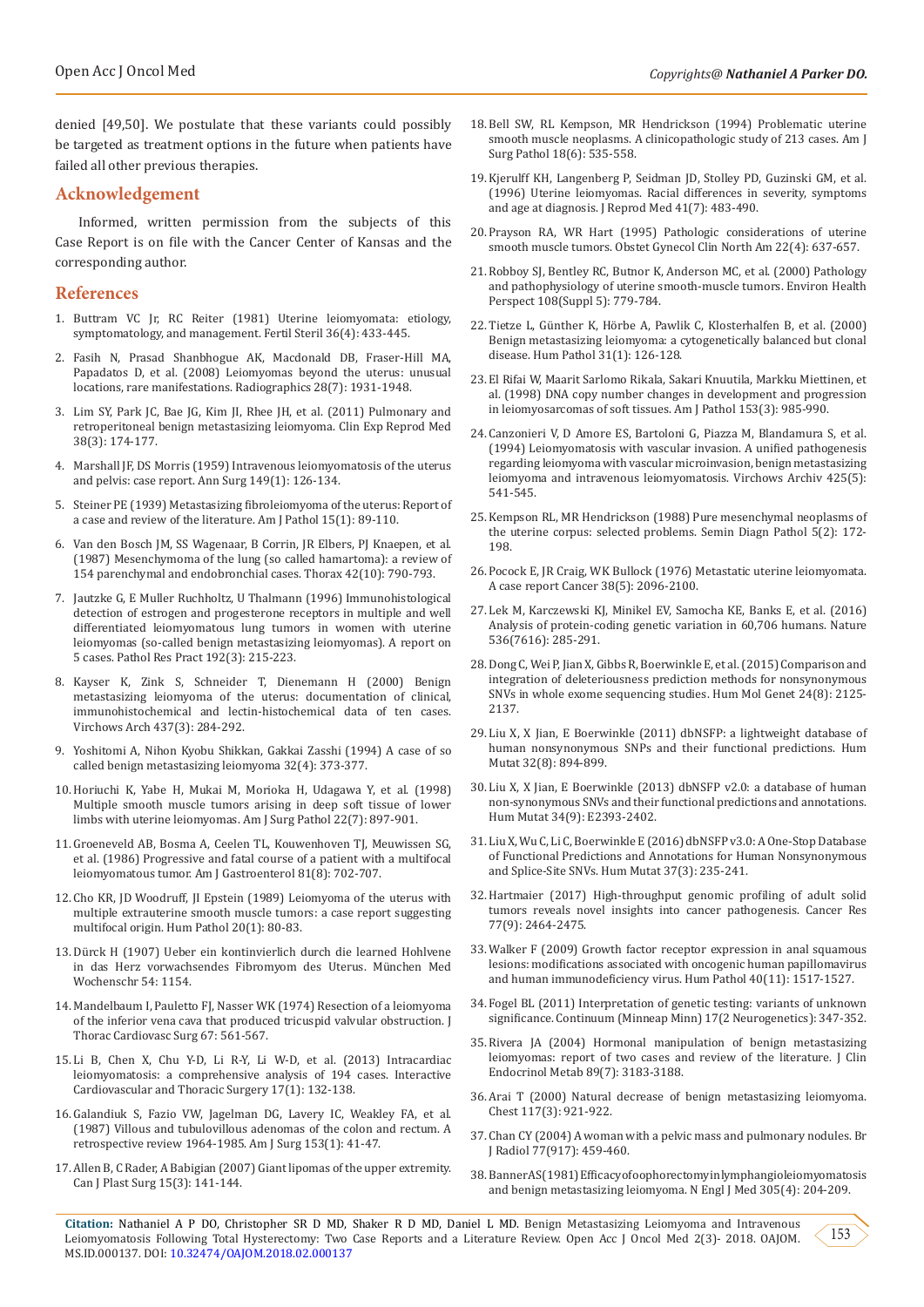denied [49,50]. We postulate that these variants could possibly be targeted as treatment options in the future when patients have failed all other previous therapies.

## Acknowledgement

Informed, written permission from the subjects of this Case Report is on file with the Cancer Center of Kansas and the corresponding author.

## References

1. Buttram VC Jr, RC Reiter (1981) Uterine leiomyomata: etiology, symptomatology, and management. Fertil Steril 36(4): 433-445.
2. Fasih N, Prasad Shanbhogue AK, Macdonald DB, Fraser-Hill MA, Papadatos D, et al. (2008) Leiomyomas beyond the uterus: unusual locations, rare manifestations. Radiographics 28(7): 1931-1948.
3. Lim SY, Park JC, Bae JG, Kim JI, Rhee JH, et al. (2011) Pulmonary and retroperitoneal benign metastasizing leiomyoma. Clin Exp Reprod Med 38(3): 174-177.
4. Marshall JF, DS Morris (1959) Intravenous leiomyomatosis of the uterus and pelvis: case report. Ann Surg 149(1): 126-134.
5. Steiner PE (1939) Metastasizing fibroleiomyoma of the uterus: Report of a case and review of the literature. Am J Pathol 15(1): 89-110.
6. Van den Bosch JM, SS Wagenaar, B Corrin, JR Elbers, PJ Knaepen, et al. (1987) Mesenchymoma of the lung (so called hamartoma): a review of 154 parenchymal and endobronchial cases. Thorax 42(10): 790-793.
7. Jautzke G, E Muller Ruchholtz, U Thalmann (1996) Immunohistological detection of estrogen and progesterone receptors in multiple and well differentiated leiomyomatous lung tumors in women with uterine leiomyomas (so-called benign metastasizing leiomyomas). A report on 5 cases. Pathol Res Pract 192(3): 215-223.
8. Kayser K, Zink S, Schneider T, Dienemann H (2000) Benign metastasizing leiomyoma of the uterus: documentation of clinical, immunohistochemical and lectin-histochemical data of ten cases. Virchows Arch 437(3): 284-292.
9. Yoshitomi A, Nihon Kyobu Shikkan, Gakkai Zasshi (1994) A case of so called benign metastasizing leiomyoma 32(4): 373-377.
10. Horiuchi K, Yabe H, Mukai M, Morioka H, Udagawa Y, et al. (1998) Multiple smooth muscle tumors arising in deep soft tissue of lower limbs with uterine leiomyomas. Am J Surg Pathol 22(7): 897-901.
11. Groeneveld AB, Bosma A, Ceelen TL, Kouwenhoven TJ, Meuwissen SG, et al. (1986) Progressive and fatal course of a patient with a multifocal leiomyomatous tumor. Am J Gastroenterol 81(8): 702-707.
12. Cho KR, JD Woodruff, JI Epstein (1989) Leiomyoma of the uterus with multiple extrauterine smooth muscle tumors: a case report suggesting multifocal origin. Hum Pathol 20(1): 80-83.
13. Dürck H (1907) Ueber ein kontinvierlich durch die learned Hohlvene in das Herz vorwachsendes Fibromym des Uterus. München Med Wochenschr 54: 1154.
14. Mandelbaum I, Pauletto FJ, Nasser WK (1974) Resection of a leiomyoma of the inferior vena cava that produced tricuspid valvular obstruction. J Thorac Cardiovasc Surg 67: 561-567.
15. Li B, Chen X, Chu Y-D, Li R-Y, Li W-D, et al. (2013) Intracardiac leiomyomatosis: a comprehensive analysis of 194 cases. Interactive Cardiovascular and Thoracic Surgery 17(1): 132-138.
16. Galandiuk S, Fazio VW, Jagelman DG, Lavery IC, Weakley FA, et al. (1987) Villous and tubulovillous adenomas of the colon and rectum. A retrospective review 1964-1985. Am J Surg 153(1): 41-47.
17. Allen B, C Rader, A Babigian (2007) Giant lipomas of the upper extremity. Can J Plast Surg 15(3): 141-144.
18. Bell SW, RL Kempson, MR Hendrickson (1994) Problematic uterine smooth muscle neoplasms. A clinicopathologic study of 213 cases. Am J Surg Pathol 18(6): 535-558.
19. Kjerulff KH, Langenberg P, Seidman JD, Stolley PD, Guzinski GM, et al. (1996) Uterine leiomyomas. Racial differences in severity, symptoms and age at diagnosis. J Reprod Med 41(7): 483-490.
20. Prayson RA, WR Hart (1995) Pathologic considerations of uterine smooth muscle tumors. Obstet Gynecol Clin North Am 22(4): 637-657.
21. Robboy SJ, Bentley RC, Butnor K, Anderson MC, et al. (2000) Pathology and pathophysiology of uterine smooth-muscle tumors. Environ Health Perspect 108(Suppl 5): 779-784.
22. Tietze L, Günther K, Hörbe A, Pawlik C, Klosterhalfen B, et al. (2000) Benign metastasizing leiomyoma: a cytogenetically balanced but clonal disease. Hum Pathol 31(1): 126-128.
23. El Rifai W, Maarit Sarlomo Rikala, Sakari Knuutila, Markku Miettinen, et al. (1998) DNA copy number changes in development and progression in leiomyosarcomas of soft tissues. Am J Pathol 153(3): 985-990.
24. Canzonieri V, D Amore ES, Bartoloni G, Piazza M, Blandamura S, et al. (1994) Leiomyomatosis with vascular invasion. A unified pathogenesis regarding leiomyoma with vascular microinvasion, benign metastasizing leiomyoma and intravenous leiomyomatosis. Virchows Archiv 425(5): 541-545.
25. Kempson RL, MR Hendrickson (1988) Pure mesenchymal neoplasms of the uterine corpus: selected problems. Semin Diagn Pathol 5(2): 172-198.
26. Pocock E, JR Craig, WK Bullock (1976) Metastatic uterine leiomyomata. A case report Cancer 38(5): 2096-2100.
27. Lek M, Karczewski KJ, Minikel EV, Samocha KE, Banks E, et al. (2016) Analysis of protein-coding genetic variation in 60,706 humans. Nature 536(7616): 285-291.
28. Dong C, Wei P, Jian X, Gibbs R, Boerwinkle E, et al. (2015) Comparison and integration of deleteriousness prediction methods for nonsynonymous SNVs in whole exome sequencing studies. Hum Mol Genet 24(8): 2125-2137.
29. Liu X, X Jian, E Boerwinkle (2011) dbNSFP: a lightweight database of human nonsynonymous SNPs and their functional predictions. Hum Mutat 32(8): 894-899.
30. Liu X, X Jian, E Boerwinkle (2013) dbNSFP v2.0: a database of human non-synonymous SNVs and their functional predictions and annotations. Hum Mutat 34(9): E2393-2402.
31. Liu X, Wu C, Li C, Boerwinkle E (2016) dbNSFP v3.0: A One-Stop Database of Functional Predictions and Annotations for Human Nonsynonymous and Splice-Site SNVs. Hum Mutat 37(3): 235-241.
32. Hartmaier (2017) High-throughput genomic profiling of adult solid tumors reveals novel insights into cancer pathogenesis. Cancer Res 77(9): 2464-2475.
33. Walker F (2009) Growth factor receptor expression in anal squamous lesions: modifications associated with oncogenic human papillomavirus and human immunodeficiency virus. Hum Pathol 40(11): 1517-1527.
34. Fogel BL (2011) Interpretation of genetic testing: variants of unknown significance. Continuum (Minneap Minn) 17(2 Neurogenetics): 347-352.
35. Rivera JA (2004) Hormonal manipulation of benign metastasizing leiomyomas: report of two cases and review of the literature. J Clin Endocrinol Metab 89(7): 3183-3188.
36. Arai T (2000) Natural decrease of benign metastasizing leiomyoma. Chest 117(3): 921-922.
37. Chan CY (2004) A woman with a pelvic mass and pulmonary nodules. Br J Radiol 77(917): 459-460.
38. Banner AS (1981) Efficacy of oophorectomy in lymphangioleiomyomatosis and benign metastasizing leiomyoma. N Engl J Med 305(4): 204-209.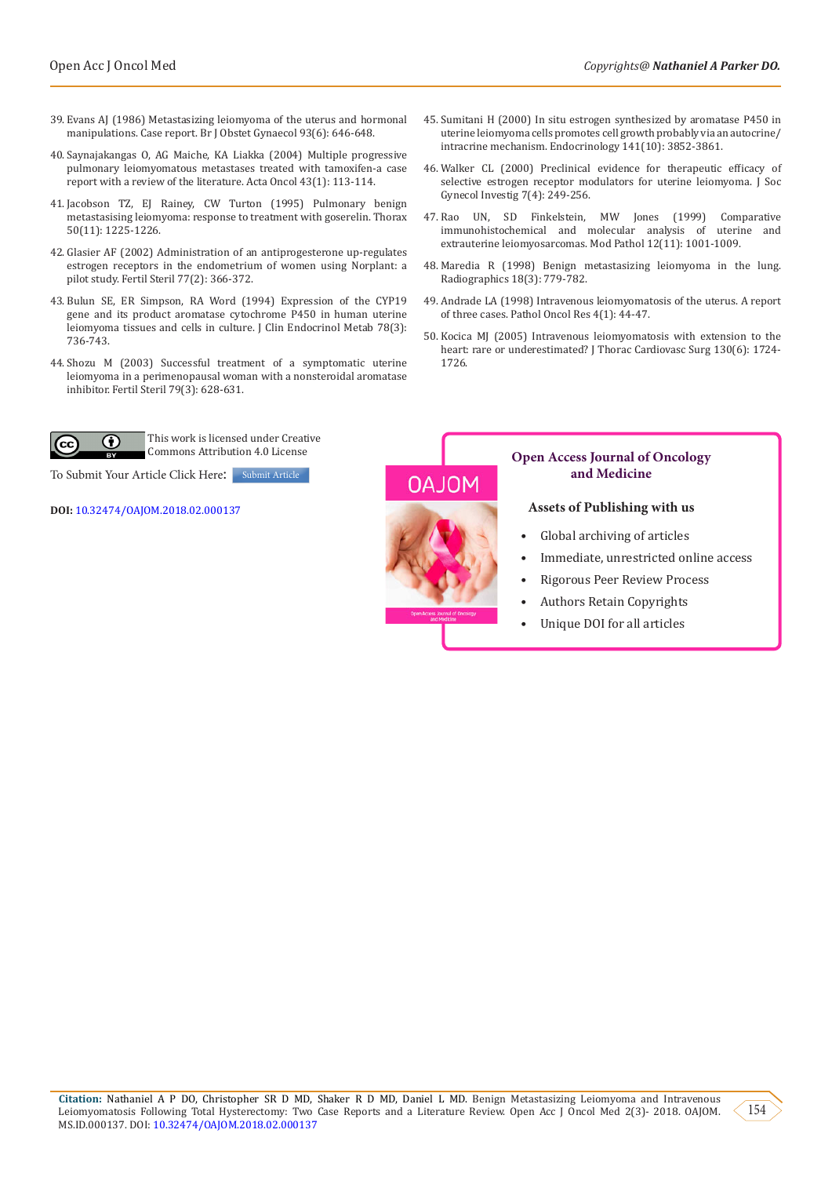39. Evans AJ (1986) Metastasizing leiomyoma of the uterus and hormonal manipulations. Case report. Br J Obstet Gynaecol 93(6): 646-648.
40. Saynajakangas O, AG Maiche, KA Liakka (2004) Multiple progressive pulmonary leiomyomatous metastases treated with tamoxifen-a case report with a review of the literature. Acta Oncol 43(1): 113-114.
41. Jacobson TZ, EJ Rainey, CW Turton (1995) Pulmonary benign metastasising leiomyoma: response to treatment with goserelin. Thorax 50(11): 1225-1226.
42. Glasier AF (2002) Administration of an antiprogesterone up-regulates estrogen receptors in the endometrium of women using Norplant: a pilot study. Fertil Steril 77(2): 366-372.
43. Bulun SE, ER Simpson, RA Word (1994) Expression of the CYP19 gene and its product aromatase cytochrome P450 in human uterine leiomyoma tissues and cells in culture. J Clin Endocrinol Metab 78(3): 736-743.
44. Shozu M (2003) Successful treatment of a symptomatic uterine leiomyoma in a perimenopausal woman with a nonsteroidal aromatase inhibitor. Fertil Steril 79(3): 628-631.
45. Sumitani H (2000) In situ estrogen synthesized by aromatase P450 in uterine leiomyoma cells promotes cell growth probably via an autocrine/intracrine mechanism. Endocrinology 141(10): 3852-3861.
46. Walker CL (2000) Preclinical evidence for therapeutic efficacy of selective estrogen receptor modulators for uterine leiomyoma. J Soc Gynecol Investig 7(4): 249-256.
47. Rao UN, SD Finkelstein, MW Jones (1999) Comparative immunohistochemical and molecular analysis of uterine and extrauterine leiomyosarcomas. Mod Pathol 12(11): 1001-1009.
48. Maredia R (1998) Benign metastasizing leiomyoma in the lung. Radiographics 18(3): 779-782.
49. Andrade LA (1998) Intravenous leiomyomatosis of the uterus. A report of three cases. Pathol Oncol Res 4(1): 44-47.
50. Kocica MJ (2005) Intravenous leiomyomatosis with extension to the heart: rare or underestimated? J Thorac Cardiovasc Surg 130(6): 1724-1726.

This work is licensed under Creative Commons Attribution 4.0 License

To Submit Your Article Click Here: Submit Article

**DOI:** 10.32474/OAJOM.2018.02.000137

**Open Access Journal of Oncology and Medicine**

**Assets of Publishing with us**

- Global archiving of articles
- Immediate, unrestricted online access
- Rigorous Peer Review Process
- Authors Retain Copyrights
- Unique DOI for all articles

**Citation:** Nathaniel A P DO, Christopher SR D MD, Shaker R D MD, Daniel L MD. Benign Metastasizing Leiomyoma and Intravenous Leiomyomatosis Following Total Hysterectomy: Two Case Reports and a Literature Review. Open Acc J Oncol Med 2(3)- 2018. OAJOM. MS.ID.000137. DOI: 10.32474/OAJOM.2018.02.000137